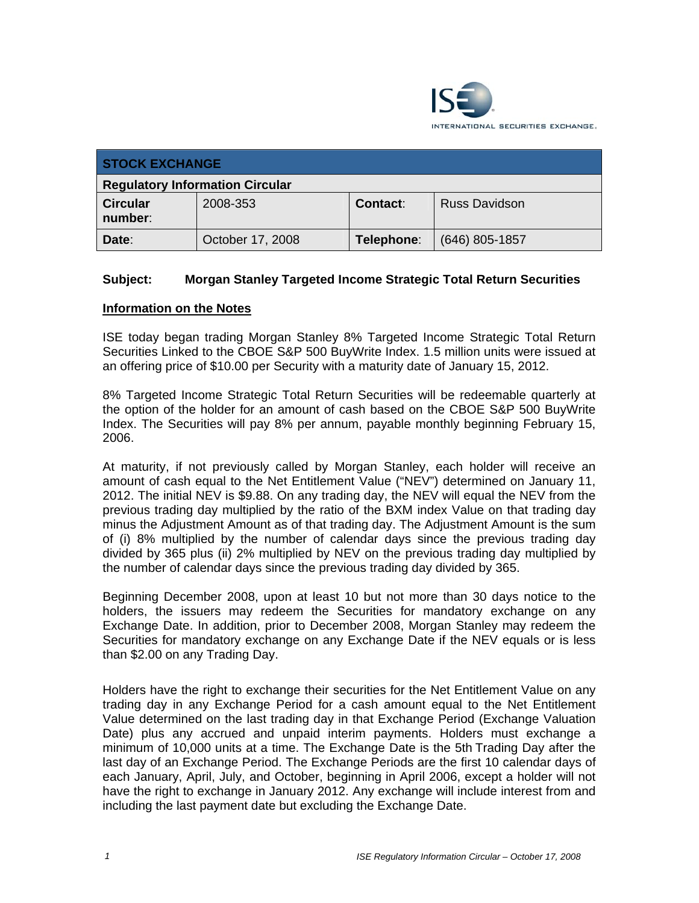| STOCK EXCHANGE | | | |
|---|---|---|---|
| **Regulatory Information Circular** | | | |
| **Circular number**: | 2008-353 | **Contact**: | Russ Davidson |
| **Date**: | October 17, 2008 | **Telephone**: | (646) 805-1857 |

**Subject: Morgan Stanley Targeted Income Strategic Total Return Securities**

**Information on the Notes**

ISE today began trading Morgan Stanley 8% Targeted Income Strategic Total Return Securities Linked to the CBOE S&P 500 BuyWrite Index. 1.5 million units were issued at an offering price of $10.00 per Security with a maturity date of January 15, 2012.

8% Targeted Income Strategic Total Return Securities will be redeemable quarterly at the option of the holder for an amount of cash based on the CBOE S&P 500 BuyWrite Index. The Securities will pay 8% per annum, payable monthly beginning February 15, 2006.

At maturity, if not previously called by Morgan Stanley, each holder will receive an amount of cash equal to the Net Entitlement Value ("NEV") determined on January 11, 2012. The initial NEV is $9.88. On any trading day, the NEV will equal the NEV from the previous trading day multiplied by the ratio of the BXM index Value on that trading day minus the Adjustment Amount as of that trading day. The Adjustment Amount is the sum of (i) 8% multiplied by the number of calendar days since the previous trading day divided by 365 plus (ii) 2% multiplied by NEV on the previous trading day multiplied by the number of calendar days since the previous trading day divided by 365.

Beginning December 2008, upon at least 10 but not more than 30 days notice to the holders, the issuers may redeem the Securities for mandatory exchange on any Exchange Date. In addition, prior to December 2008, Morgan Stanley may redeem the Securities for mandatory exchange on any Exchange Date if the NEV equals or is less than $2.00 on any Trading Day.

Holders have the right to exchange their securities for the Net Entitlement Value on any trading day in any Exchange Period for a cash amount equal to the Net Entitlement Value determined on the last trading day in that Exchange Period (Exchange Valuation Date) plus any accrued and unpaid interim payments. Holders must exchange a minimum of 10,000 units at a time. The Exchange Date is the 5th Trading Day after the last day of an Exchange Period. The Exchange Periods are the first 10 calendar days of each January, April, July, and October, beginning in April 2006, except a holder will not have the right to exchange in January 2012. Any exchange will include interest from and including the last payment date but excluding the Exchange Date.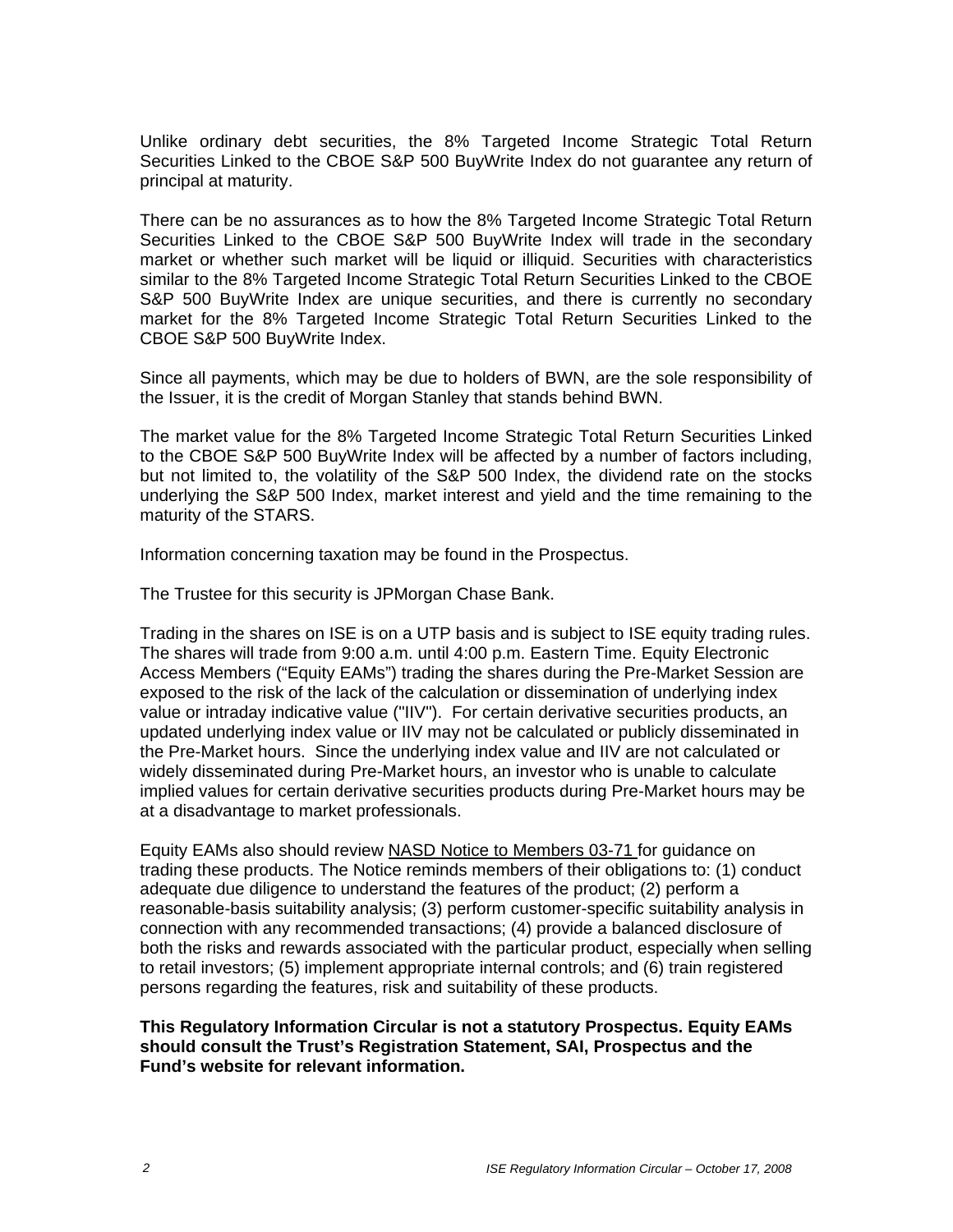Unlike ordinary debt securities, the 8% Targeted Income Strategic Total Return Securities Linked to the CBOE S&P 500 BuyWrite Index do not guarantee any return of principal at maturity.

There can be no assurances as to how the 8% Targeted Income Strategic Total Return Securities Linked to the CBOE S&P 500 BuyWrite Index will trade in the secondary market or whether such market will be liquid or illiquid. Securities with characteristics similar to the 8% Targeted Income Strategic Total Return Securities Linked to the CBOE S&P 500 BuyWrite Index are unique securities, and there is currently no secondary market for the 8% Targeted Income Strategic Total Return Securities Linked to the CBOE S&P 500 BuyWrite Index.

Since all payments, which may be due to holders of BWN, are the sole responsibility of the Issuer, it is the credit of Morgan Stanley that stands behind BWN.

The market value for the 8% Targeted Income Strategic Total Return Securities Linked to the CBOE S&P 500 BuyWrite Index will be affected by a number of factors including, but not limited to, the volatility of the S&P 500 Index, the dividend rate on the stocks underlying the S&P 500 Index, market interest and yield and the time remaining to the maturity of the STARS.

Information concerning taxation may be found in the Prospectus.

The Trustee for this security is JPMorgan Chase Bank.

Trading in the shares on ISE is on a UTP basis and is subject to ISE equity trading rules. The shares will trade from 9:00 a.m. until 4:00 p.m. Eastern Time. Equity Electronic Access Members ("Equity EAMs") trading the shares during the Pre-Market Session are exposed to the risk of the lack of the calculation or dissemination of underlying index value or intraday indicative value ("IIV"). For certain derivative securities products, an updated underlying index value or IIV may not be calculated or publicly disseminated in the Pre-Market hours. Since the underlying index value and IIV are not calculated or widely disseminated during Pre-Market hours, an investor who is unable to calculate implied values for certain derivative securities products during Pre-Market hours may be at a disadvantage to market professionals.

Equity EAMs also should review NASD Notice to Members 03-71 for guidance on trading these products. The Notice reminds members of their obligations to: (1) conduct adequate due diligence to understand the features of the product; (2) perform a reasonable-basis suitability analysis; (3) perform customer-specific suitability analysis in connection with any recommended transactions; (4) provide a balanced disclosure of both the risks and rewards associated with the particular product, especially when selling to retail investors; (5) implement appropriate internal controls; and (6) train registered persons regarding the features, risk and suitability of these products.

**This Regulatory Information Circular is not a statutory Prospectus. Equity EAMs should consult the Trust's Registration Statement, SAI, Prospectus and the Fund's website for relevant information.**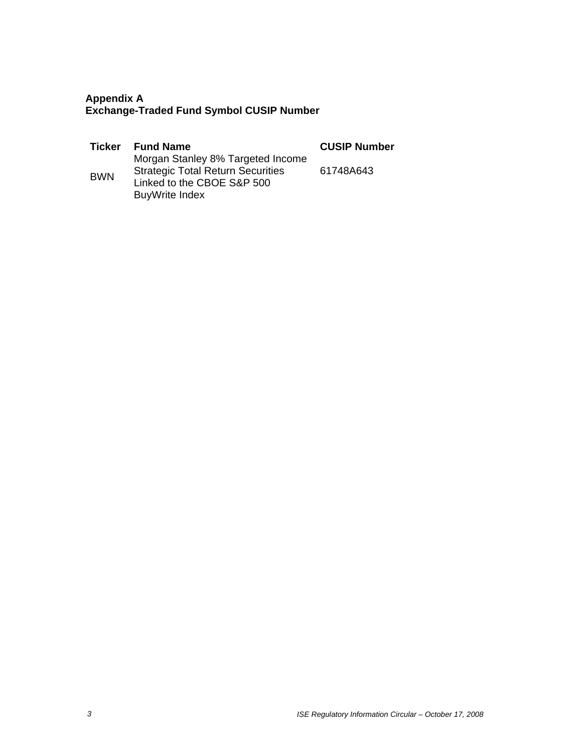**Appendix A**
**Exchange-Traded Fund Symbol CUSIP Number**

| Ticker | Fund Name | CUSIP Number |
|---|---|---|
| BWN | Morgan Stanley 8% Targeted Income Strategic Total Return Securities Linked to the CBOE S&P 500 BuyWrite Index | 61748A643 |